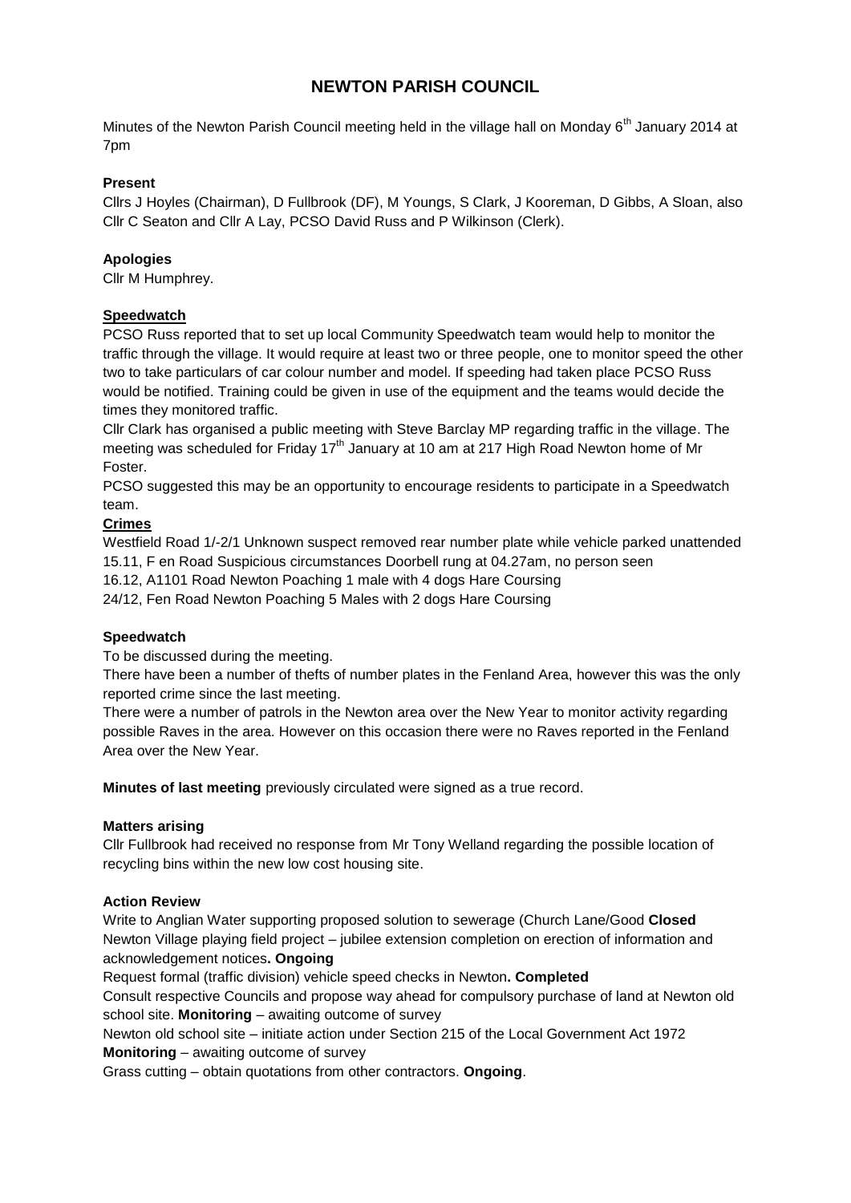# NEWTON PARISH COUNCIL

Minutes of the Newton Parish Council meeting held in the village hall on Monday 6th January 2014 at 7pm

**Present**

Cllrs J Hoyles (Chairman), D Fullbrook (DF), M Youngs, S Clark, J Kooreman, D Gibbs, A Sloan, also Cllr C Seaton and Cllr A Lay, PCSO David Russ and P Wilkinson (Clerk).

**Apologies**

Cllr M Humphrey.

**<u>Speedwatch</u>**

PCSO Russ reported that to set up local Community Speedwatch team would help to monitor the traffic through the village. It would require at least two or three people, one to monitor speed the other two to take particulars of car colour number and model. If speeding had taken place PCSO Russ would be notified. Training could be given in use of the equipment and the teams would decide the times they monitored traffic.

Cllr Clark has organised a public meeting with Steve Barclay MP regarding traffic in the village. The meeting was scheduled for Friday 17th January at 10 am at 217 High Road Newton home of Mr Foster.

PCSO suggested this may be an opportunity to encourage residents to participate in a Speedwatch team.

**<u>Crimes</u>**

Westfield Road 1/-2/1 Unknown suspect removed rear number plate while vehicle parked unattended
15.11, F en Road Suspicious circumstances Doorbell rung at 04.27am, no person seen
16.12, A1101 Road Newton Poaching 1 male with 4 dogs Hare Coursing
24/12, Fen Road Newton Poaching 5 Males with 2 dogs Hare Coursing

**Speedwatch**

To be discussed during the meeting.

There have been a number of thefts of number plates in the Fenland Area, however this was the only reported crime since the last meeting.

There were a number of patrols in the Newton area over the New Year to monitor activity regarding possible Raves in the area. However on this occasion there were no Raves reported in the Fenland Area over the New Year.

**Minutes of last meeting** previously circulated were signed as a true record.

**Matters arising**

Cllr Fullbrook had received no response from Mr Tony Welland regarding the possible location of recycling bins within the new low cost housing site.

**Action Review**

Write to Anglian Water supporting proposed solution to sewerage (Church Lane/Good **Closed**
Newton Village playing field project – jubilee extension completion on erection of information and acknowledgement notices**. Ongoing**
Request formal (traffic division) vehicle speed checks in Newton**. Completed**
Consult respective Councils and propose way ahead for compulsory purchase of land at Newton old school site. **Monitoring** – awaiting outcome of survey
Newton old school site – initiate action under Section 215 of the Local Government Act 1972 **Monitoring** – awaiting outcome of survey
Grass cutting – obtain quotations from other contractors. **Ongoing**.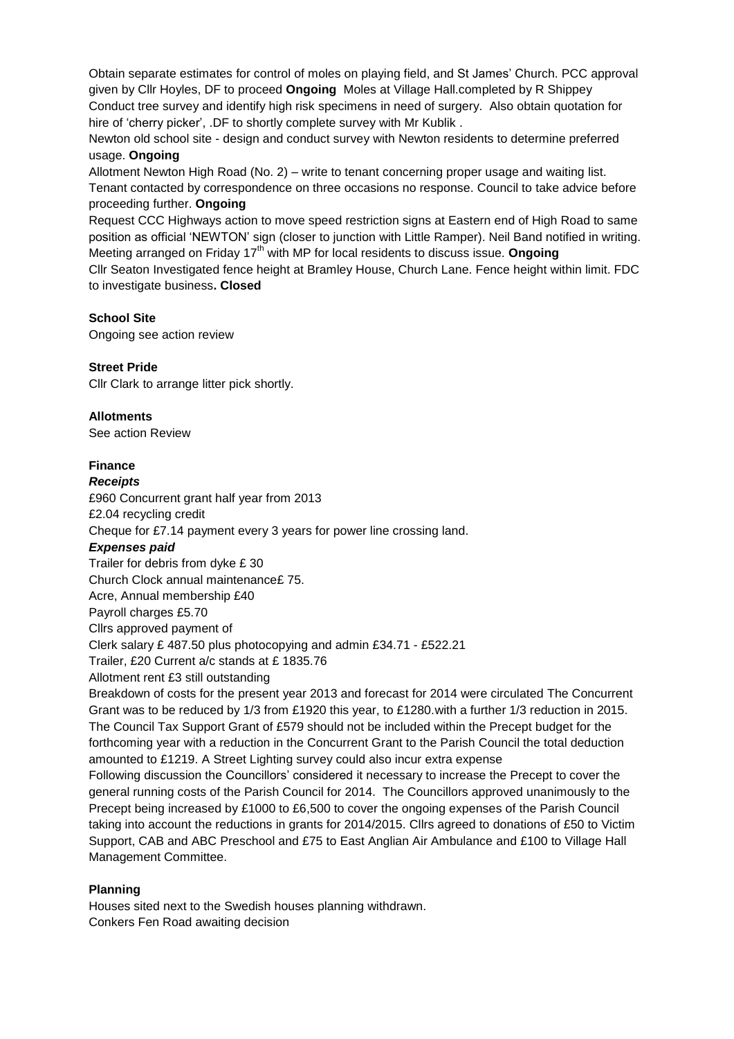Obtain separate estimates for control of moles on playing field, and St James' Church. PCC approval given by Cllr Hoyles, DF to proceed **Ongoing** Moles at Village Hall.completed by R Shippey

Conduct tree survey and identify high risk specimens in need of surgery. Also obtain quotation for hire of 'cherry picker', .DF to shortly complete survey with Mr Kublik .

Newton old school site - design and conduct survey with Newton residents to determine preferred usage. **Ongoing**

Allotment Newton High Road (No. 2) – write to tenant concerning proper usage and waiting list. Tenant contacted by correspondence on three occasions no response. Council to take advice before proceeding further. **Ongoing**

Request CCC Highways action to move speed restriction signs at Eastern end of High Road to same position as official 'NEWTON' sign (closer to junction with Little Ramper). Neil Band notified in writing. Meeting arranged on Friday 17th with MP for local residents to discuss issue. **Ongoing**

Cllr Seaton Investigated fence height at Bramley House, Church Lane. Fence height within limit. FDC to investigate business**. Closed**

**School Site**

Ongoing see action review

**Street Pride**

Cllr Clark to arrange litter pick shortly.

**Allotments**

See action Review

**Finance**

***Receipts***

£960 Concurrent grant half year from 2013

£2.04 recycling credit

Cheque for £7.14 payment every 3 years for power line crossing land.

***Expenses paid***

Trailer for debris from dyke £ 30

Church Clock annual maintenance£ 75.

Acre, Annual membership £40

Payroll charges £5.70

Cllrs approved payment of

Clerk salary £ 487.50 plus photocopying and admin £34.71 - £522.21

Trailer, £20 Current a/c stands at £ 1835.76

Allotment rent £3 still outstanding

Breakdown of costs for the present year 2013 and forecast for 2014 were circulated The Concurrent Grant was to be reduced by 1/3 from £1920 this year, to £1280.with a further 1/3 reduction in 2015. The Council Tax Support Grant of £579 should not be included within the Precept budget for the forthcoming year with a reduction in the Concurrent Grant to the Parish Council the total deduction amounted to £1219. A Street Lighting survey could also incur extra expense

Following discussion the Councillors' considered it necessary to increase the Precept to cover the general running costs of the Parish Council for 2014. The Councillors approved unanimously to the Precept being increased by £1000 to £6,500 to cover the ongoing expenses of the Parish Council taking into account the reductions in grants for 2014/2015. Cllrs agreed to donations of £50 to Victim Support, CAB and ABC Preschool and £75 to East Anglian Air Ambulance and £100 to Village Hall Management Committee.

**Planning**

Houses sited next to the Swedish houses planning withdrawn.

Conkers Fen Road awaiting decision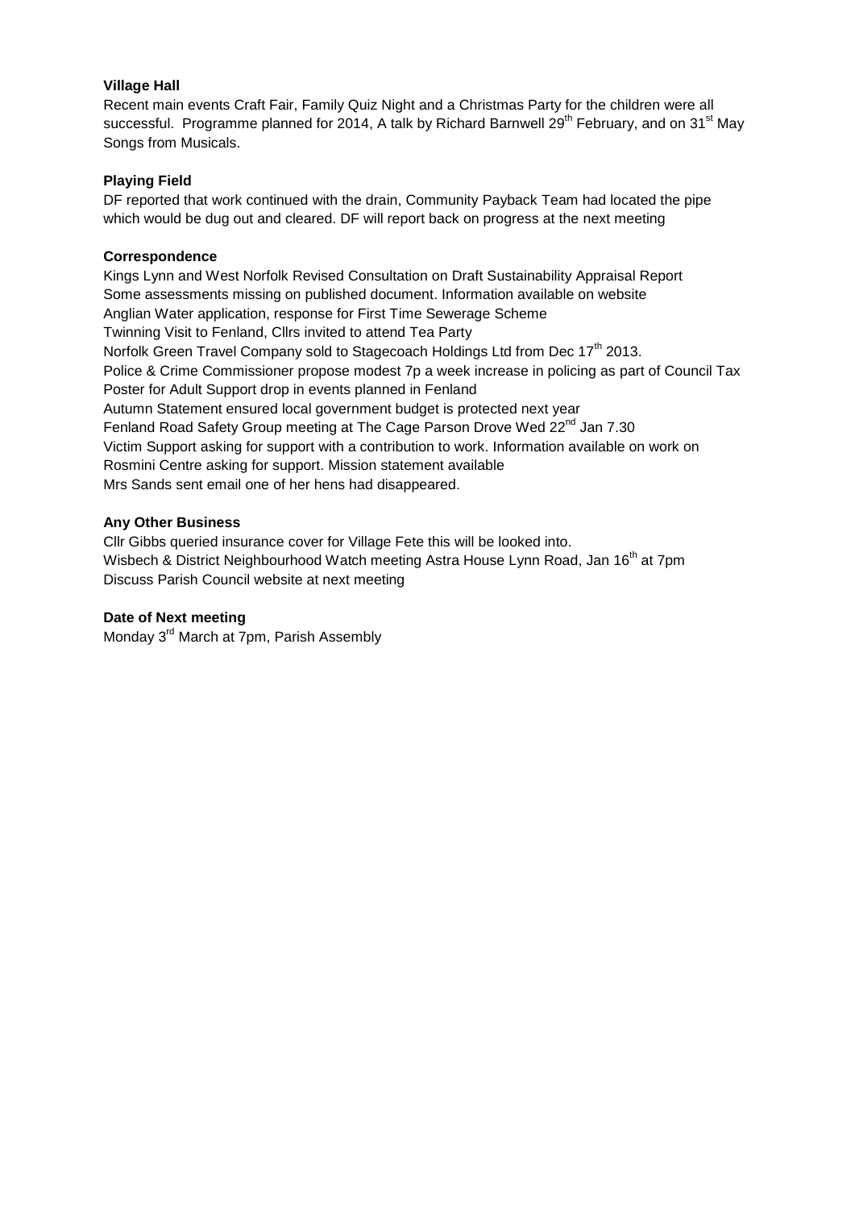**Village Hall**

Recent main events Craft Fair, Family Quiz Night and a Christmas Party for the children were all successful. Programme planned for 2014, A talk by Richard Barnwell 29th February, and on 31st May Songs from Musicals.

**Playing Field**

DF reported that work continued with the drain, Community Payback Team had located the pipe which would be dug out and cleared. DF will report back on progress at the next meeting

**Correspondence**

Kings Lynn and West Norfolk Revised Consultation on Draft Sustainability Appraisal Report
Some assessments missing on published document. Information available on website
Anglian Water application, response for First Time Sewerage Scheme
Twinning Visit to Fenland, Cllrs invited to attend Tea Party
Norfolk Green Travel Company sold to Stagecoach Holdings Ltd from Dec 17th 2013.
Police & Crime Commissioner propose modest 7p a week increase in policing as part of Council Tax
Poster for Adult Support drop in events planned in Fenland
Autumn Statement ensured local government budget is protected next year
Fenland Road Safety Group meeting at The Cage Parson Drove Wed 22nd Jan 7.30
Victim Support asking for support with a contribution to work. Information available on work on
Rosmini Centre asking for support. Mission statement available
Mrs Sands sent email one of her hens had disappeared.

**Any Other Business**

Cllr Gibbs queried insurance cover for Village Fete this will be looked into.
Wisbech & District Neighbourhood Watch meeting Astra House Lynn Road, Jan 16th at 7pm
Discuss Parish Council website at next meeting

**Date of Next meeting**

Monday 3rd March at 7pm, Parish Assembly